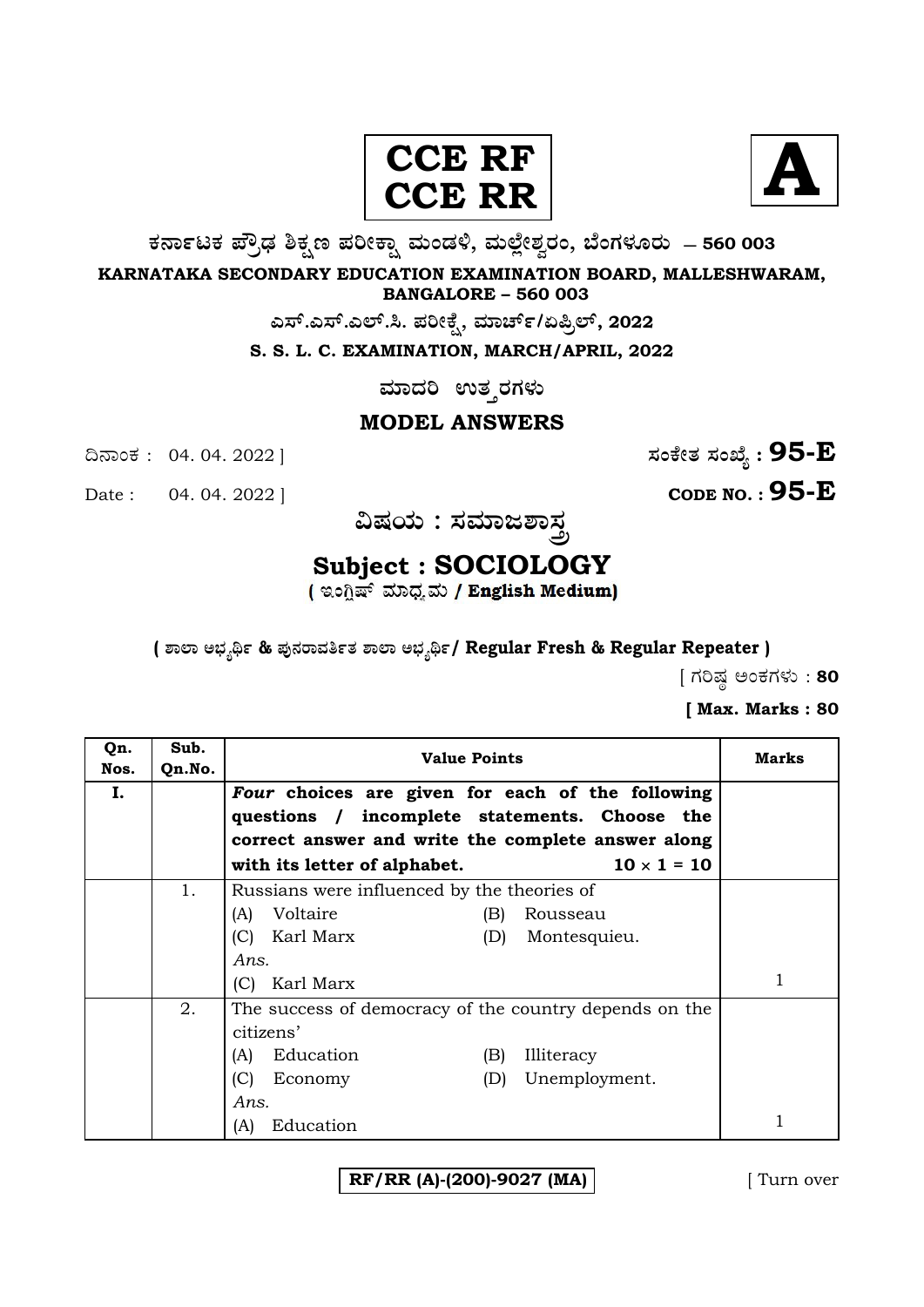**CCE RF**
**CCE RR**

**A**

**ಕರ್ನಾಟಕ ಪ್ರೌಢ ಶಿಕ್ಷಣ ಪರೀಕ್ಷಾ ಮಂಡಳಿ, ಮಲ್ಲೇಶ್ವರಂ, ಬೆಂಗಳೂರು — 560 003**

**KARNATAKA SECONDARY EDUCATION EXAMINATION BOARD, MALLESHWARAM, BANGALORE – 560 003**

**ಎಸ್.ಎಸ್.ಎಲ್.ಸಿ. ಪರೀಕ್ಷೆ, ಮಾರ್ಚ್/ಏಪ್ರಿಲ್, 2022**

**S. S. L. C. EXAMINATION, MARCH/APRIL, 2022**

**ಮಾದರಿ ಉತ್ತರಗಳು**

**MODEL ANSWERS**

ದಿನಾಂಕ : 04. 04. 2022 ] **ಸಂಕೇತ ಸಂಖ್ಯೆ : 95-E**

Date : 04. 04. 2022 ] **CODE NO. : 95-E**

**ವಿಷಯ : ಸಮಾಜಶಾಸ್ತ್ರ**

## Subject : SOCIOLOGY

**( ಇಂಗ್ಲಿಷ್ ಮಾಧ್ಯಮ / English Medium)**

**( ಶಾಲಾ ಅಭ್ಯರ್ಥಿ & ಪುನರಾವರ್ತಿತ ಶಾಲಾ ಅಭ್ಯರ್ಥಿ / Regular Fresh & Regular Repeater )**

[ ಗರಿಷ್ಠ ಅಂಕಗಳು : **80**

**[ Max. Marks : 80**

| Qn. Nos. | Sub. Qn.No. | Value Points | Marks |
|---|---|---|---|
| **I.** | | ***Four* choices are given for each of the following questions / incomplete statements. Choose the correct answer and write the complete answer along with its letter of alphabet.** $10 \times 1 = 10$ | |
| | 1. | Russians were influenced by the theories of<br>(A) Voltaire (B) Rousseau<br>(C) Karl Marx (D) Montesquieu.<br>*Ans.*<br>(C) Karl Marx | 1 |
| | 2. | The success of democracy of the country depends on the citizens'<br>(A) Education (B) Illiteracy<br>(C) Economy (D) Unemployment.<br>*Ans.*<br>(A) Education | 1 |

**RF/RR (A)-(200)-9027 (MA)**

[ Turn over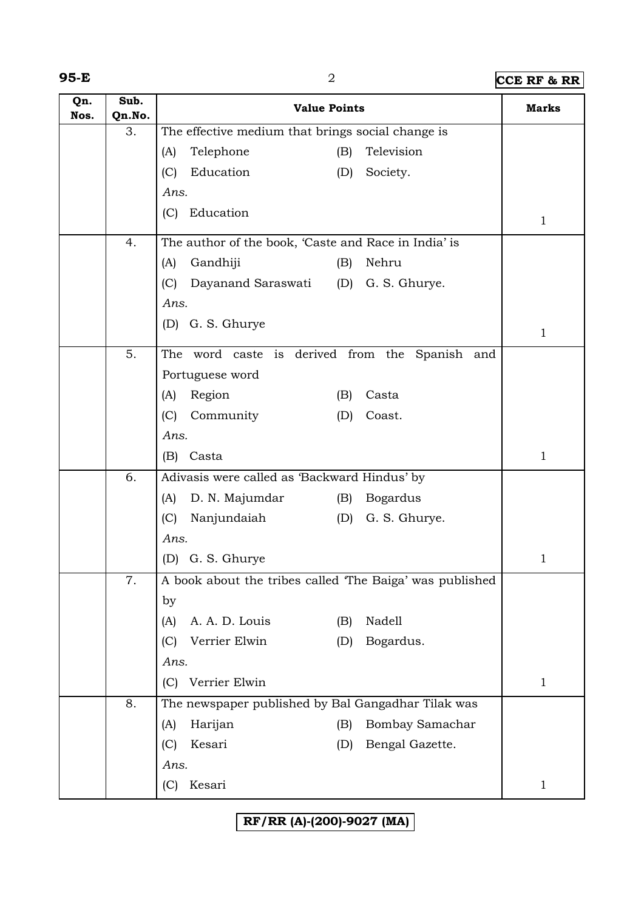| Qn. Nos. | Sub. Qn.No. | Value Points | Marks |
|---|---|---|---|
| | 3. | The effective medium that brings social change is<br>(A) Telephone (B) Television<br>(C) Education (D) Society.<br>*Ans.*<br>(C) Education | 1 |
| | 4. | The author of the book, 'Caste and Race in India' is<br>(A) Gandhiji (B) Nehru<br>(C) Dayanand Saraswati (D) G. S. Ghurye.<br>*Ans.*<br>(D) G. S. Ghurye | 1 |
| | 5. | The word caste is derived from the Spanish and Portuguese word<br>(A) Region (B) Casta<br>(C) Community (D) Coast.<br>*Ans.*<br>(B) Casta | 1 |
| | 6. | Adivasis were called as 'Backward Hindus' by<br>(A) D. N. Majumdar (B) Bogardus<br>(C) Nanjundaiah (D) G. S. Ghurye.<br>*Ans.*<br>(D) G. S. Ghurye | 1 |
| | 7. | A book about the tribes called 'The Baiga' was published by<br>(A) A. A. D. Louis (B) Nadell<br>(C) Verrier Elwin (D) Bogardus.<br>*Ans.*<br>(C) Verrier Elwin | 1 |
| | 8. | The newspaper published by Bal Gangadhar Tilak was<br>(A) Harijan (B) Bombay Samachar<br>(C) Kesari (D) Bengal Gazette.<br>*Ans.*<br>(C) Kesari | 1 |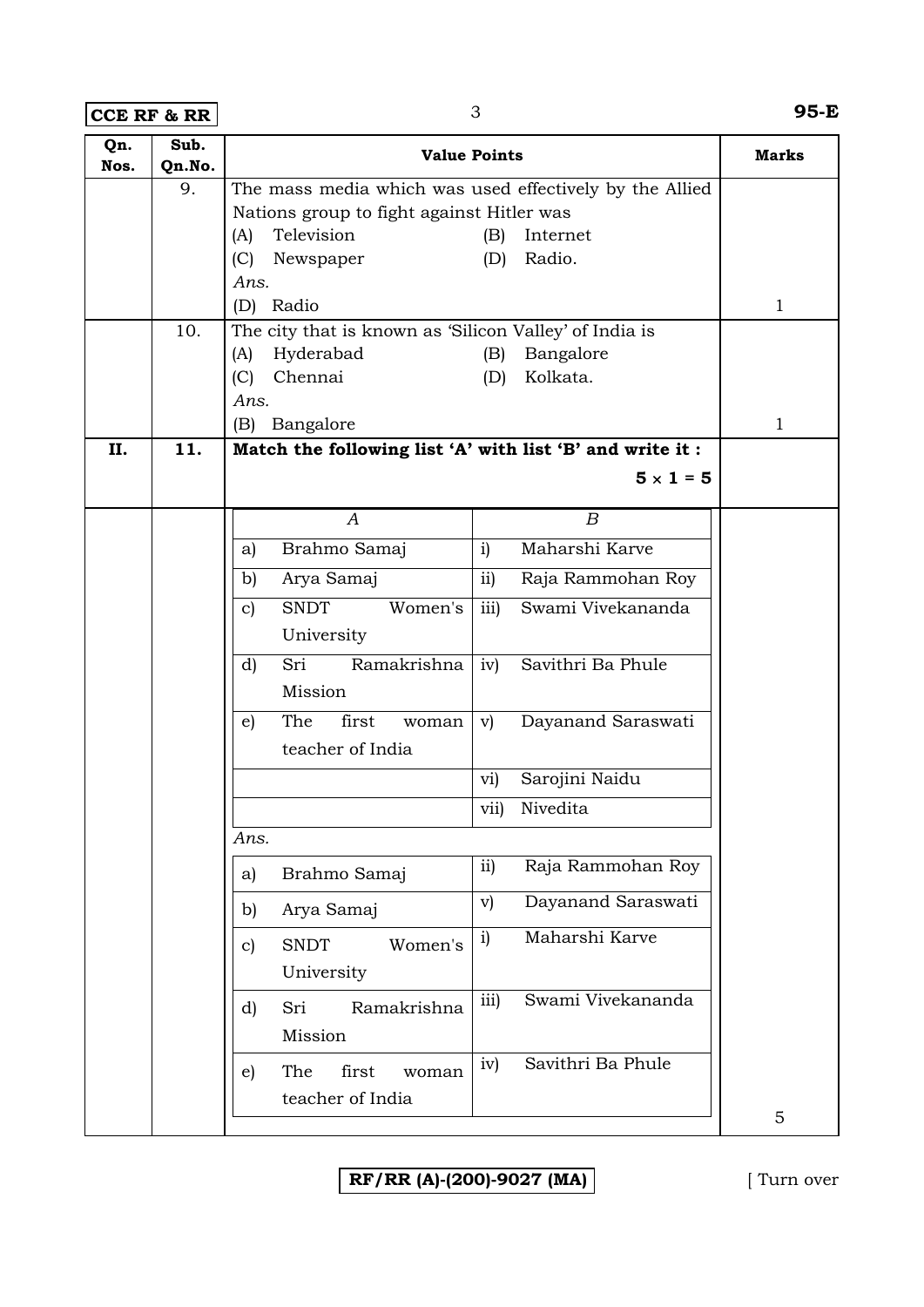| Qn. Nos. | Sub. Qn.No. | Value Points | Marks |
|---|---|---|---|
| | 9. | The mass media which was used effectively by the Allied Nations group to fight against Hitler was<br>(A) Television (B) Internet<br>(C) Newspaper (D) Radio.<br>*Ans.*<br>(D) Radio | 1 |
| | 10. | The city that is known as 'Silicon Valley' of India is<br>(A) Hyderabad (B) Bangalore<br>(C) Chennai (D) Kolkata.<br>*Ans.*<br>(B) Bangalore | 1 |
| **II.** | **11.** | **Match the following list 'A' with list 'B' and write it :** **5 × 1 = 5** | |

| *A* | *B* |
|---|---|
| a) Brahmo Samaj | i) Maharshi Karve |
| b) Arya Samaj | ii) Raja Rammohan Roy |
| c) SNDT Women's University | iii) Swami Vivekananda |
| d) Sri Ramakrishna Mission | iv) Savithri Ba Phule |
| e) The first woman teacher of India | v) Dayanand Saraswati |
| | vi) Sarojini Naidu |
| | vii) Nivedita |

*Ans.*

| | |
|---|---|
| a) Brahmo Samaj | ii) Raja Rammohan Roy |
| b) Arya Samaj | v) Dayanand Saraswati |
| c) SNDT Women's University | i) Maharshi Karve |
| d) Sri Ramakrishna Mission | iii) Swami Vivekananda |
| e) The first woman teacher of India | iv) Savithri Ba Phule |

Marks: 5

RF/RR (A)-(200)-9027 (MA)

[ Turn over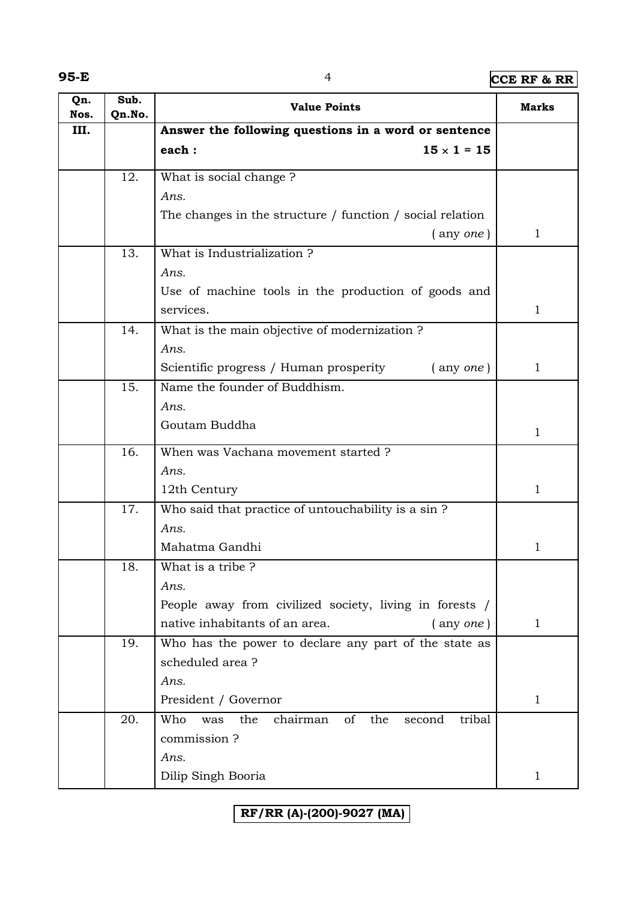| Qn. Nos. | Sub. Qn.No. | Value Points | Marks |
|---|---|---|---|
| III. | | **Answer the following questions in a word or sentence each :** **15 × 1 = 15** | |
| | 12. | What is social change ?<br>*Ans.*<br>The changes in the structure / function / social relation ( any *one* ) | 1 |
| | 13. | What is Industrialization ?<br>*Ans.*<br>Use of machine tools in the production of goods and services. | 1 |
| | 14. | What is the main objective of modernization ?<br>*Ans.*<br>Scientific progress / Human prosperity ( any *one* ) | 1 |
| | 15. | Name the founder of Buddhism.<br>*Ans.*<br>Goutam Buddha | 1 |
| | 16. | When was Vachana movement started ?<br>*Ans.*<br>12th Century | 1 |
| | 17. | Who said that practice of untouchability is a sin ?<br>*Ans.*<br>Mahatma Gandhi | 1 |
| | 18. | What is a tribe ?<br>*Ans.*<br>People away from civilized society, living in forests / native inhabitants of an area. ( any *one* ) | 1 |
| | 19. | Who has the power to declare any part of the state as scheduled area ?<br>*Ans.*<br>President / Governor | 1 |
| | 20. | Who was the chairman of the second tribal commission ?<br>*Ans.*<br>Dilip Singh Booria | 1 |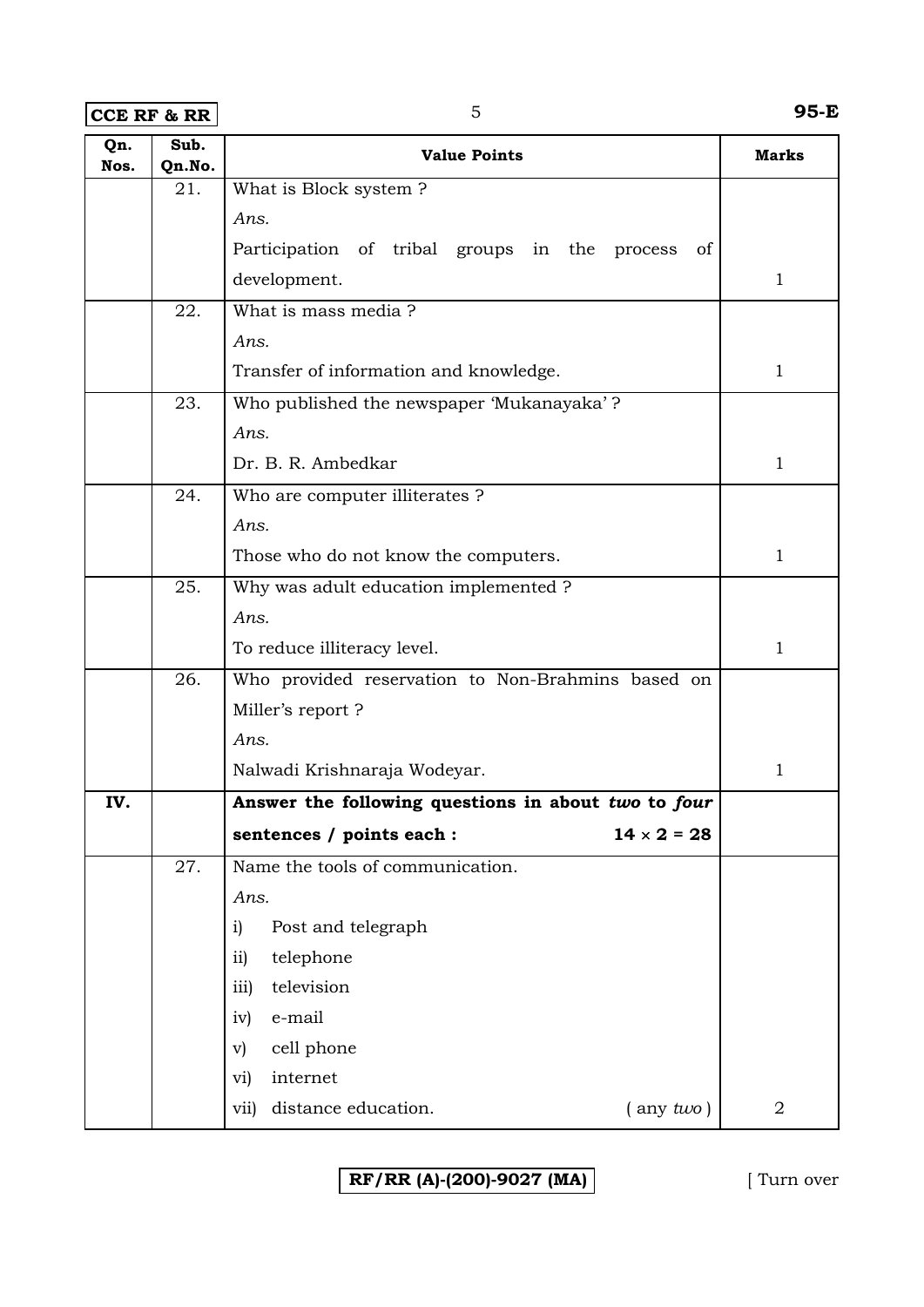| Qn. Nos. | Sub. Qn.No. | Value Points | Marks |
|---|---|---|---|
| | 21. | What is Block system ?<br>*Ans.*<br>Participation of tribal groups in the process of development. | 1 |
| | 22. | What is mass media ?<br>*Ans.*<br>Transfer of information and knowledge. | 1 |
| | 23. | Who published the newspaper 'Mukanayaka' ?<br>*Ans.*<br>Dr. B. R. Ambedkar | 1 |
| | 24. | Who are computer illiterates ?<br>*Ans.*<br>Those who do not know the computers. | 1 |
| | 25. | Why was adult education implemented ?<br>*Ans.*<br>To reduce illiteracy level. | 1 |
| | 26. | Who provided reservation to Non-Brahmins based on Miller's report ?<br>*Ans.*<br>Nalwadi Krishnaraja Wodeyar. | 1 |
| **IV.** | | **Answer the following questions in about *two* to *four* sentences / points each :** $14 \times 2 = 28$ | |
| | 27. | Name the tools of communication.<br>*Ans.*<br>i) Post and telegraph<br>ii) telephone<br>iii) television<br>iv) e-mail<br>v) cell phone<br>vi) internet<br>vii) distance education. ( any *two* ) | 2 |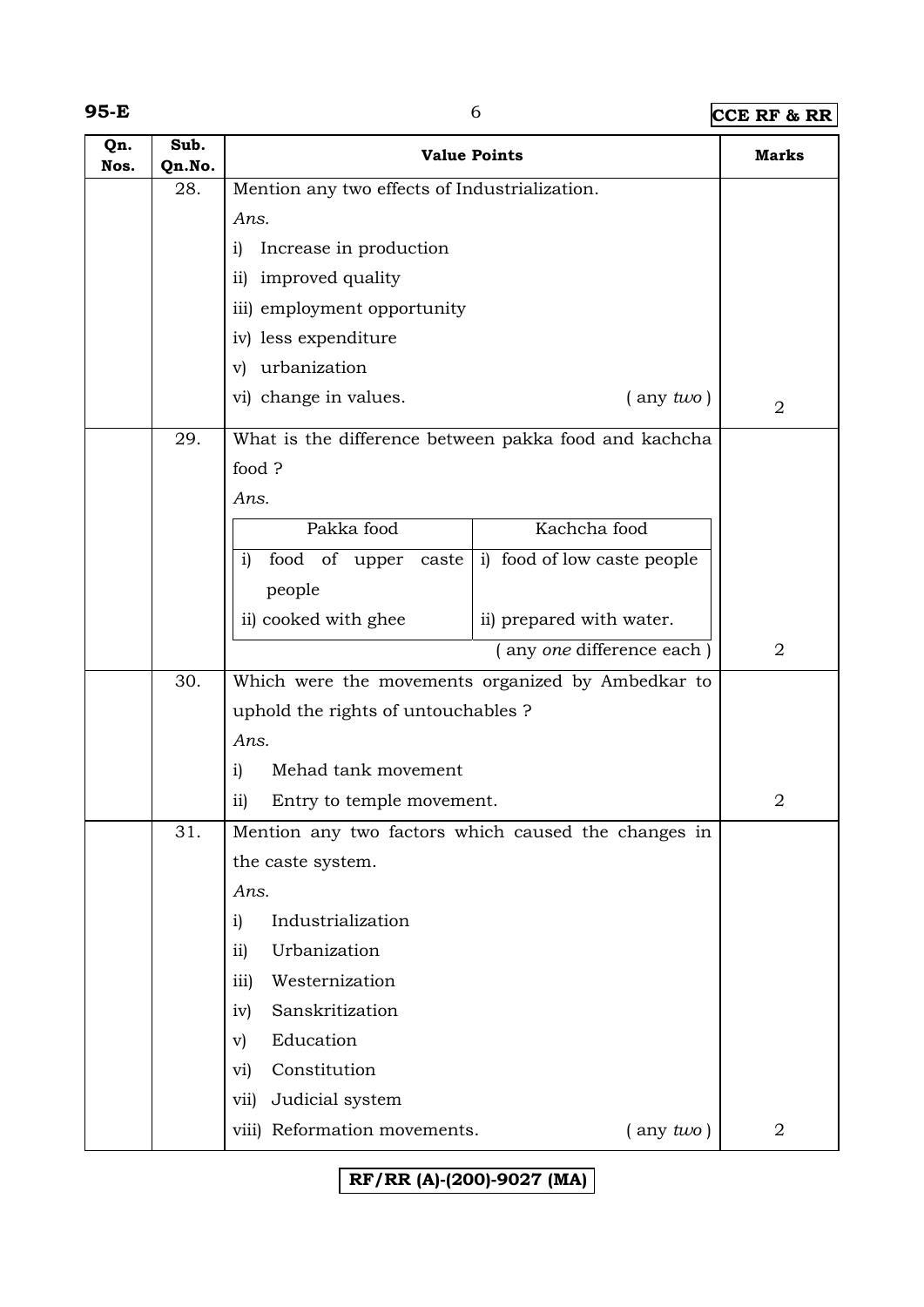| Qn. Nos. | Sub. Qn.No. | Value Points | Marks |
|---|---|---|---|
| | 28. | Mention any two effects of Industrialization.<br>*Ans.*<br>i) Increase in production<br>ii) improved quality<br>iii) employment opportunity<br>iv) less expenditure<br>v) urbanization<br>vi) change in values. ( any *two* ) | 2 |
| | 29. | What is the difference between pakka food and kachcha food ?<br>*Ans.*<br>**Pakka food:** i) food of upper caste people; ii) cooked with ghee<br>**Kachcha food:** i) food of low caste people; ii) prepared with water.<br>( any *one* difference each ) | 2 |
| | 30. | Which were the movements organized by Ambedkar to uphold the rights of untouchables ?<br>*Ans.*<br>i) Mehad tank movement<br>ii) Entry to temple movement. | 2 |
| | 31. | Mention any two factors which caused the changes in the caste system.<br>*Ans.*<br>i) Industrialization<br>ii) Urbanization<br>iii) Westernization<br>iv) Sanskritization<br>v) Education<br>vi) Constitution<br>vii) Judicial system<br>viii) Reformation movements. ( any *two* ) | 2 |

Table within Q. 29:

| Pakka food | Kachcha food |
|---|---|
| i) food of upper caste people | i) food of low caste people |
| ii) cooked with ghee | ii) prepared with water. |

RF/RR (A)-(200)-9027 (MA)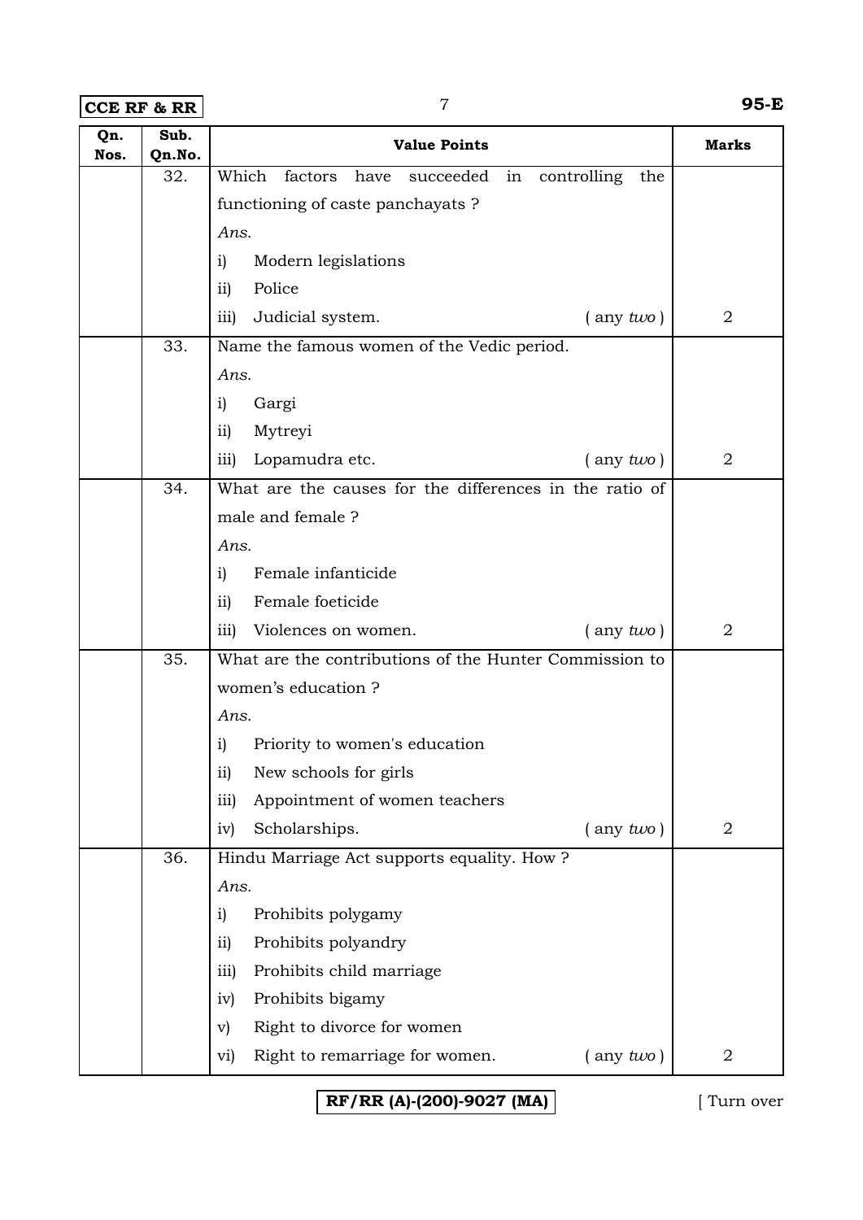| Qn. Nos. | Sub. Qn.No. | Value Points | Marks |
|---|---|---|---|
| | 32. | Which factors have succeeded in controlling the functioning of caste panchayats ?<br>*Ans.*<br>i) Modern legislations<br>ii) Police<br>iii) Judicial system. ( any *two* ) | 2 |
| | 33. | Name the famous women of the Vedic period.<br>*Ans.*<br>i) Gargi<br>ii) Mytreyi<br>iii) Lopamudra etc. ( any *two* ) | 2 |
| | 34. | What are the causes for the differences in the ratio of male and female ?<br>*Ans.*<br>i) Female infanticide<br>ii) Female foeticide<br>iii) Violences on women. ( any *two* ) | 2 |
| | 35. | What are the contributions of the Hunter Commission to women's education ?<br>*Ans.*<br>i) Priority to women's education<br>ii) New schools for girls<br>iii) Appointment of women teachers<br>iv) Scholarships. ( any *two* ) | 2 |
| | 36. | Hindu Marriage Act supports equality. How ?<br>*Ans.*<br>i) Prohibits polygamy<br>ii) Prohibits polyandry<br>iii) Prohibits child marriage<br>iv) Prohibits bigamy<br>v) Right to divorce for women<br>vi) Right to remarriage for women. ( any *two* ) | 2 |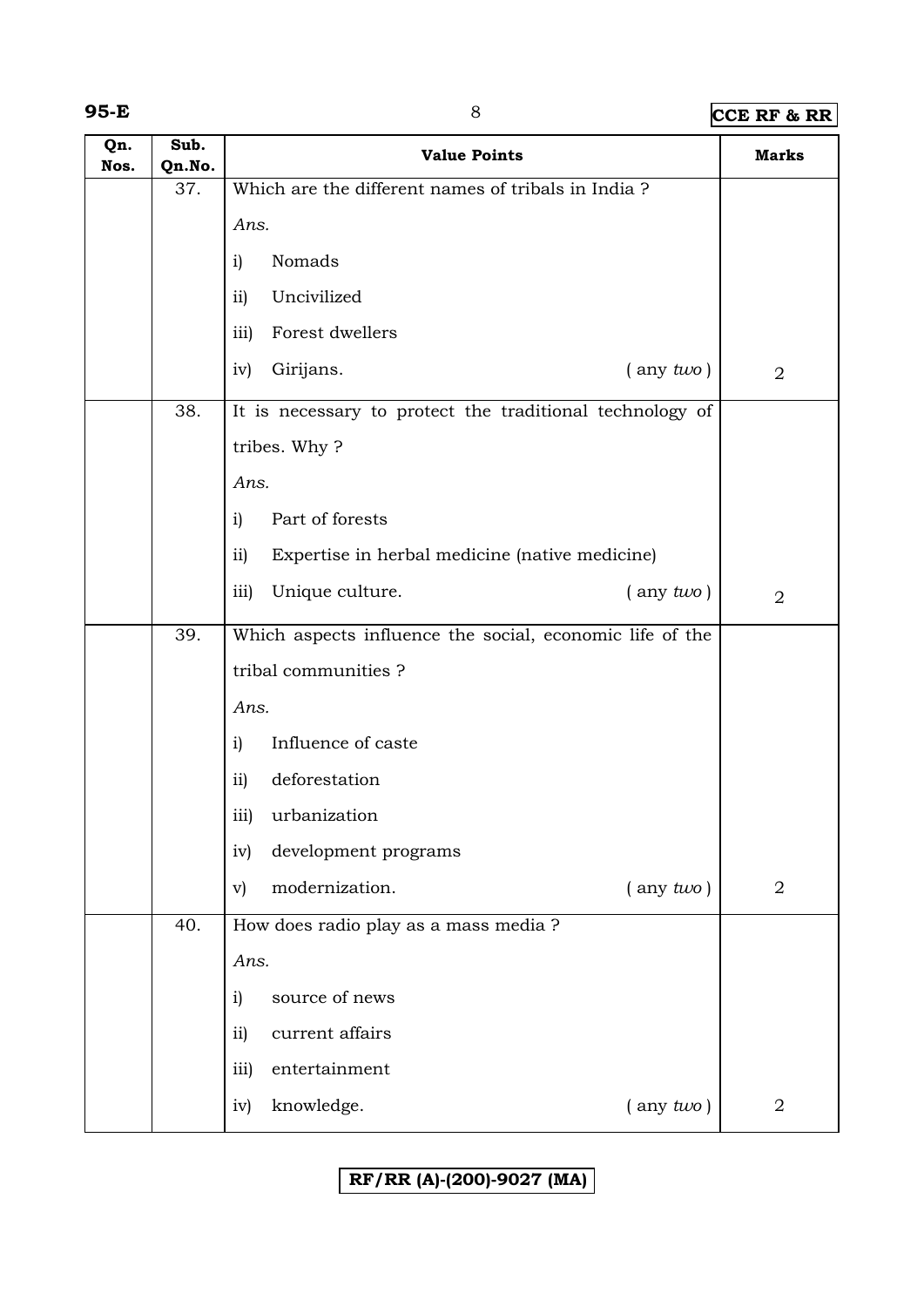| Qn. Nos. | Sub. Qn.No. | Value Points | Marks |
|---|---|---|---|
| | 37. | Which are the different names of tribals in India ?<br>*Ans.*<br>i) Nomads<br>ii) Uncivilized<br>iii) Forest dwellers<br>iv) Girijans. ( any *two* ) | 2 |
| | 38. | It is necessary to protect the traditional technology of tribes. Why ?<br>*Ans.*<br>i) Part of forests<br>ii) Expertise in herbal medicine (native medicine)<br>iii) Unique culture. ( any *two* ) | 2 |
| | 39. | Which aspects influence the social, economic life of the tribal communities ?<br>*Ans.*<br>i) Influence of caste<br>ii) deforestation<br>iii) urbanization<br>iv) development programs<br>v) modernization. ( any *two* ) | 2 |
| | 40. | How does radio play as a mass media ?<br>*Ans.*<br>i) source of news<br>ii) current affairs<br>iii) entertainment<br>iv) knowledge. ( any *two* ) | 2 |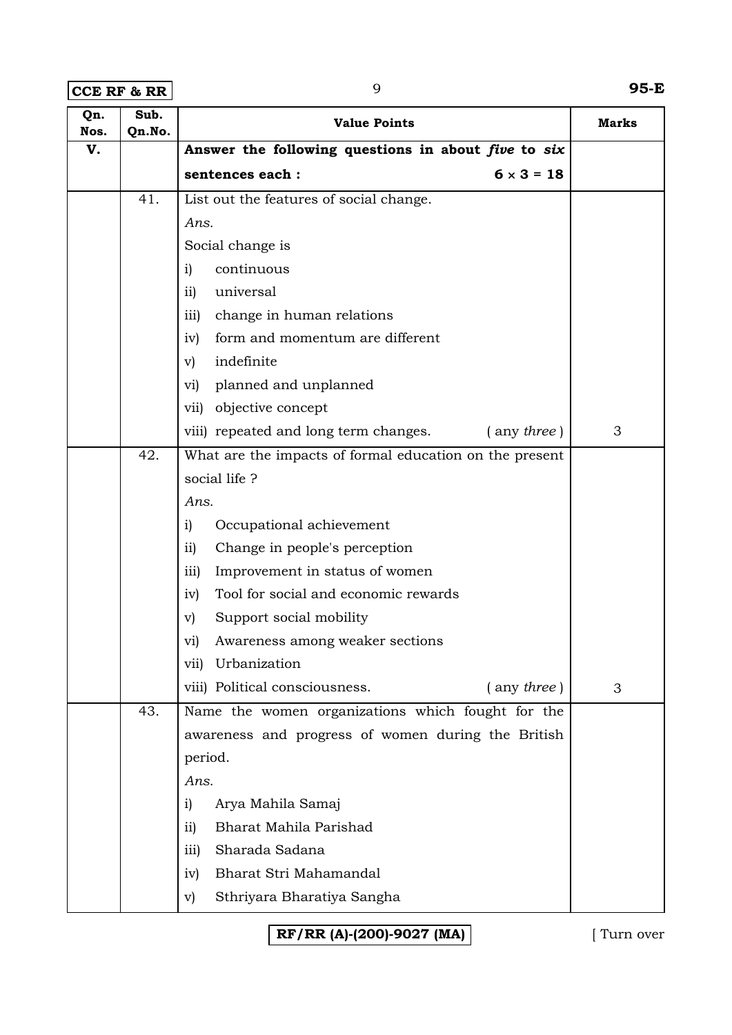| Qn. Nos. | Sub. Qn.No. | Value Points | Marks |
|---|---|---|---|
| V. | | **Answer the following questions in about *five* to *six* sentences each :** $6 \times 3 = 18$ | |
| | 41. | List out the features of social change.<br>*Ans.*<br>Social change is<br>i) continuous<br>ii) universal<br>iii) change in human relations<br>iv) form and momentum are different<br>v) indefinite<br>vi) planned and unplanned<br>vii) objective concept<br>viii) repeated and long term changes. ( any *three* ) | 3 |
| | 42. | What are the impacts of formal education on the present social life ?<br>*Ans.*<br>i) Occupational achievement<br>ii) Change in people's perception<br>iii) Improvement in status of women<br>iv) Tool for social and economic rewards<br>v) Support social mobility<br>vi) Awareness among weaker sections<br>vii) Urbanization<br>viii) Political consciousness. ( any *three* ) | 3 |
| | 43. | Name the women organizations which fought for the awareness and progress of women during the British period.<br>*Ans.*<br>i) Arya Mahila Samaj<br>ii) Bharat Mahila Parishad<br>iii) Sharada Sadana<br>iv) Bharat Stri Mahamandal<br>v) Sthriyara Bharatiya Sangha | |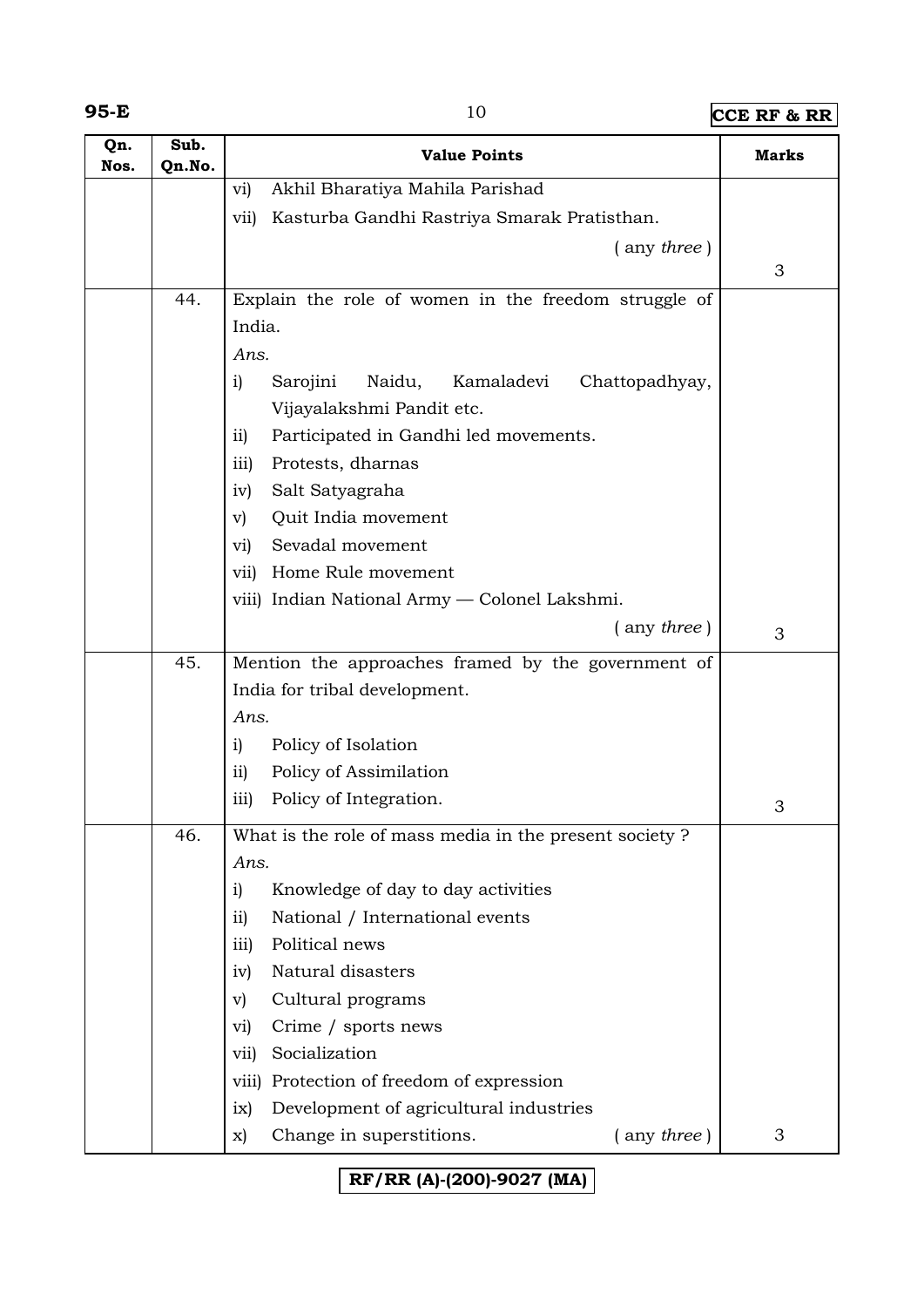| Qn. Nos. | Sub. Qn.No. | Value Points | Marks |
|---|---|---|---|
| | | vi) Akhil Bharatiya Mahila Parishad<br>vii) Kasturba Gandhi Rastriya Smarak Pratisthan.<br>( any *three* ) | 3 |
| | 44. | Explain the role of women in the freedom struggle of India.<br>*Ans.*<br>i) Sarojini Naidu, Kamaladevi Chattopadhyay, Vijayalakshmi Pandit etc.<br>ii) Participated in Gandhi led movements.<br>iii) Protests, dharnas<br>iv) Salt Satyagraha<br>v) Quit India movement<br>vi) Sevadal movement<br>vii) Home Rule movement<br>viii) Indian National Army — Colonel Lakshmi.<br>( any *three* ) | 3 |
| | 45. | Mention the approaches framed by the government of India for tribal development.<br>*Ans.*<br>i) Policy of Isolation<br>ii) Policy of Assimilation<br>iii) Policy of Integration. | 3 |
| | 46. | What is the role of mass media in the present society ?<br>*Ans.*<br>i) Knowledge of day to day activities<br>ii) National / International events<br>iii) Political news<br>iv) Natural disasters<br>v) Cultural programs<br>vi) Crime / sports news<br>vii) Socialization<br>viii) Protection of freedom of expression<br>ix) Development of agricultural industries<br>x) Change in superstitions. ( any *three* ) | 3 |

RF/RR (A)-(200)-9027 (MA)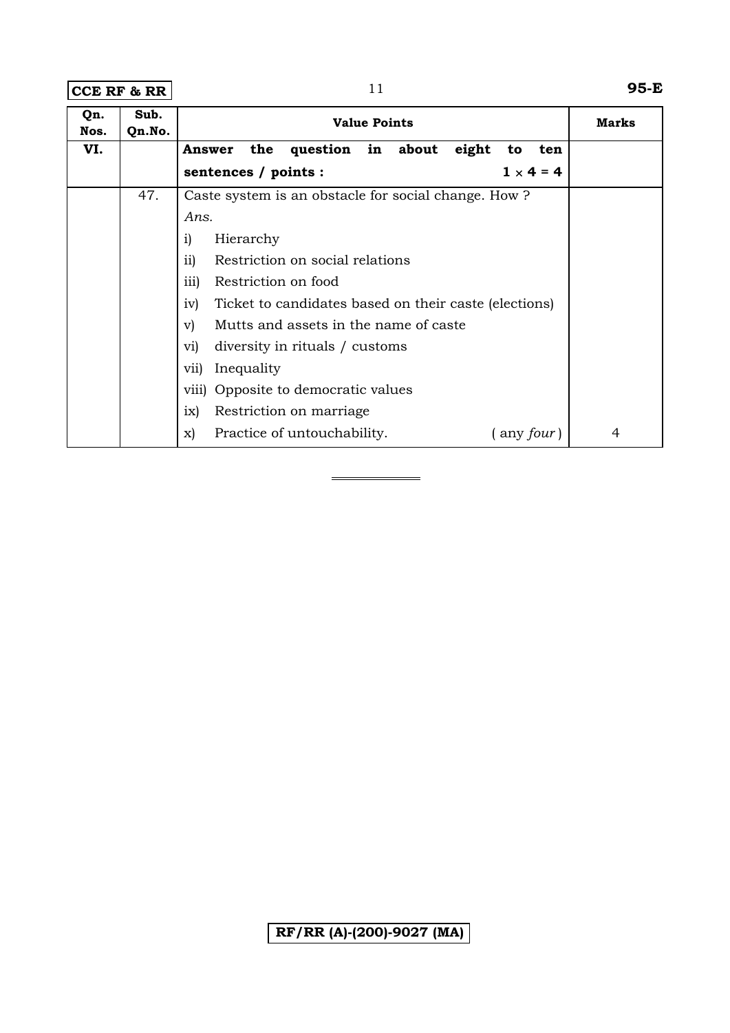| Qn. Nos. | Sub. Qn.No. | Value Points | Marks |
|---|---|---|---|
| VI. | | **Answer the question in about eight to ten sentences / points : $1 \times 4 = 4$** | |
| | 47. | Caste system is an obstacle for social change. How ?<br>*Ans.*<br>i) Hierarchy<br>ii) Restriction on social relations<br>iii) Restriction on food<br>iv) Ticket to candidates based on their caste (elections)<br>v) Mutts and assets in the name of caste<br>vi) diversity in rituals / customs<br>vii) Inequality<br>viii) Opposite to democratic values<br>ix) Restriction on marriage<br>x) Practice of untouchability. ( any *four* ) | 4 |

**RF/RR (A)-(200)-9027 (MA)**